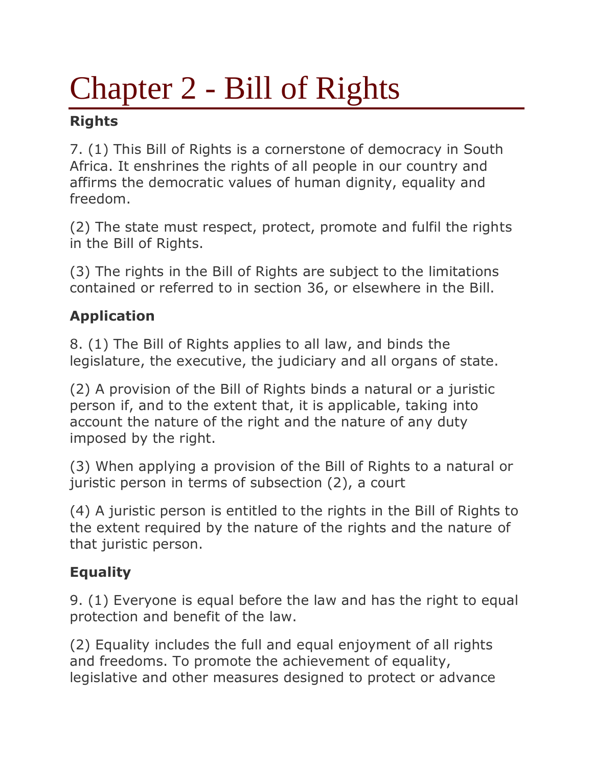# Chapter 2 - Bill of Rights

**Rights**

7. (1) This Bill of Rights is a cornerstone of democracy in South Africa. It enshrines the rights of all people in our country and affirms the democratic values of human dignity, equality and freedom.

(2) The state must respect, protect, promote and fulfil the rights in the Bill of Rights.

(3) The rights in the Bill of Rights are subject to the limitations contained or referred to in section 36, or elsewhere in the Bill.

**Application**

8. (1) The Bill of Rights applies to all law, and binds the legislature, the executive, the judiciary and all organs of state.

(2) A provision of the Bill of Rights binds a natural or a juristic person if, and to the extent that, it is applicable, taking into account the nature of the right and the nature of any duty imposed by the right.

(3) When applying a provision of the Bill of Rights to a natural or juristic person in terms of subsection (2), a court

(4) A juristic person is entitled to the rights in the Bill of Rights to the extent required by the nature of the rights and the nature of that juristic person.

**Equality**

9. (1) Everyone is equal before the law and has the right to equal protection and benefit of the law.

(2) Equality includes the full and equal enjoyment of all rights and freedoms. To promote the achievement of equality, legislative and other measures designed to protect or advance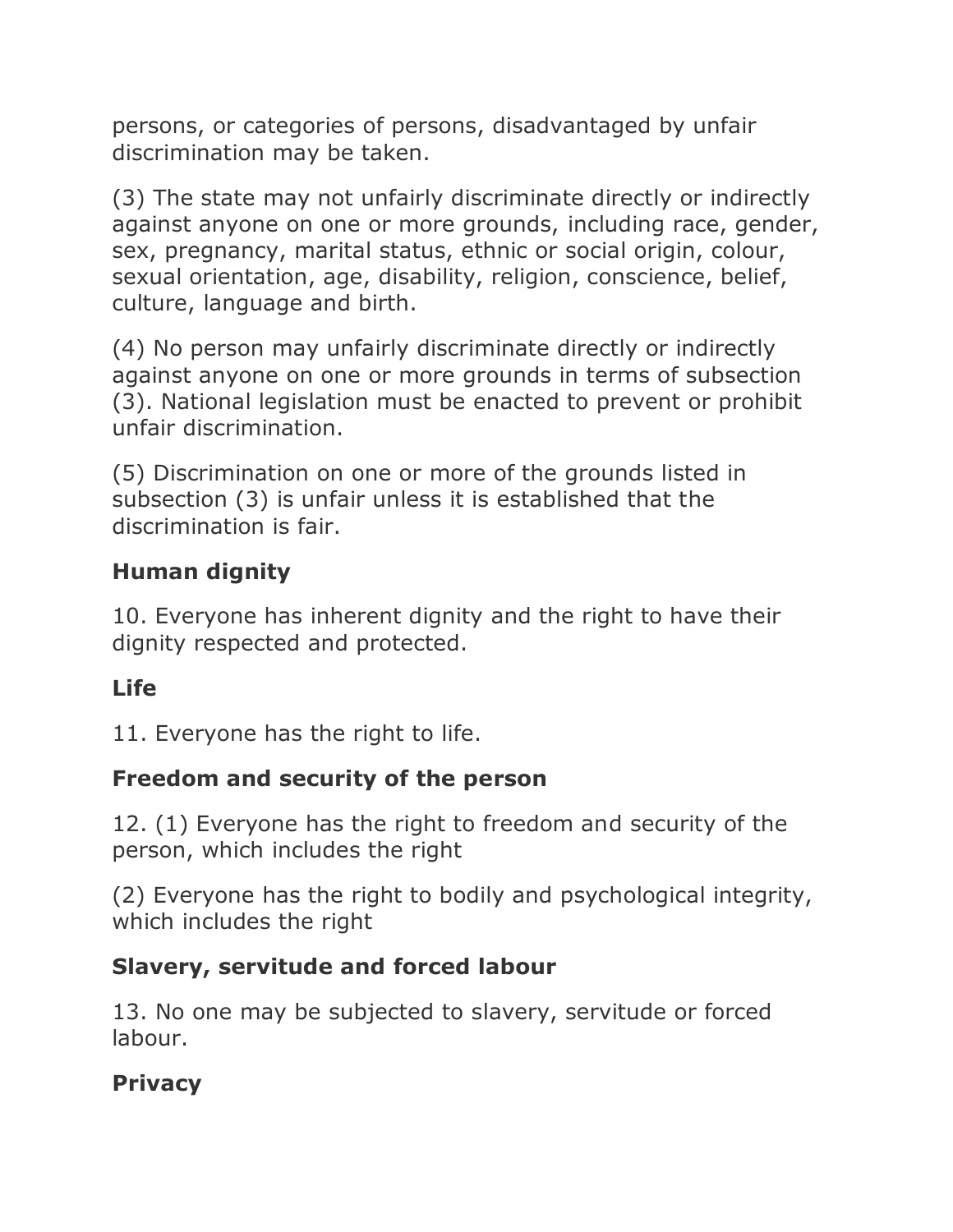persons, or categories of persons, disadvantaged by unfair discrimination may be taken.

(3) The state may not unfairly discriminate directly or indirectly against anyone on one or more grounds, including race, gender, sex, pregnancy, marital status, ethnic or social origin, colour, sexual orientation, age, disability, religion, conscience, belief, culture, language and birth.

(4) No person may unfairly discriminate directly or indirectly against anyone on one or more grounds in terms of subsection (3). National legislation must be enacted to prevent or prohibit unfair discrimination.

(5) Discrimination on one or more of the grounds listed in subsection (3) is unfair unless it is established that the discrimination is fair.

**Human dignity**

10. Everyone has inherent dignity and the right to have their dignity respected and protected.

**Life**

11. Everyone has the right to life.

**Freedom and security of the person**

12. (1) Everyone has the right to freedom and security of the person, which includes the right

(2) Everyone has the right to bodily and psychological integrity, which includes the right

**Slavery, servitude and forced labour**

13. No one may be subjected to slavery, servitude or forced labour.

**Privacy**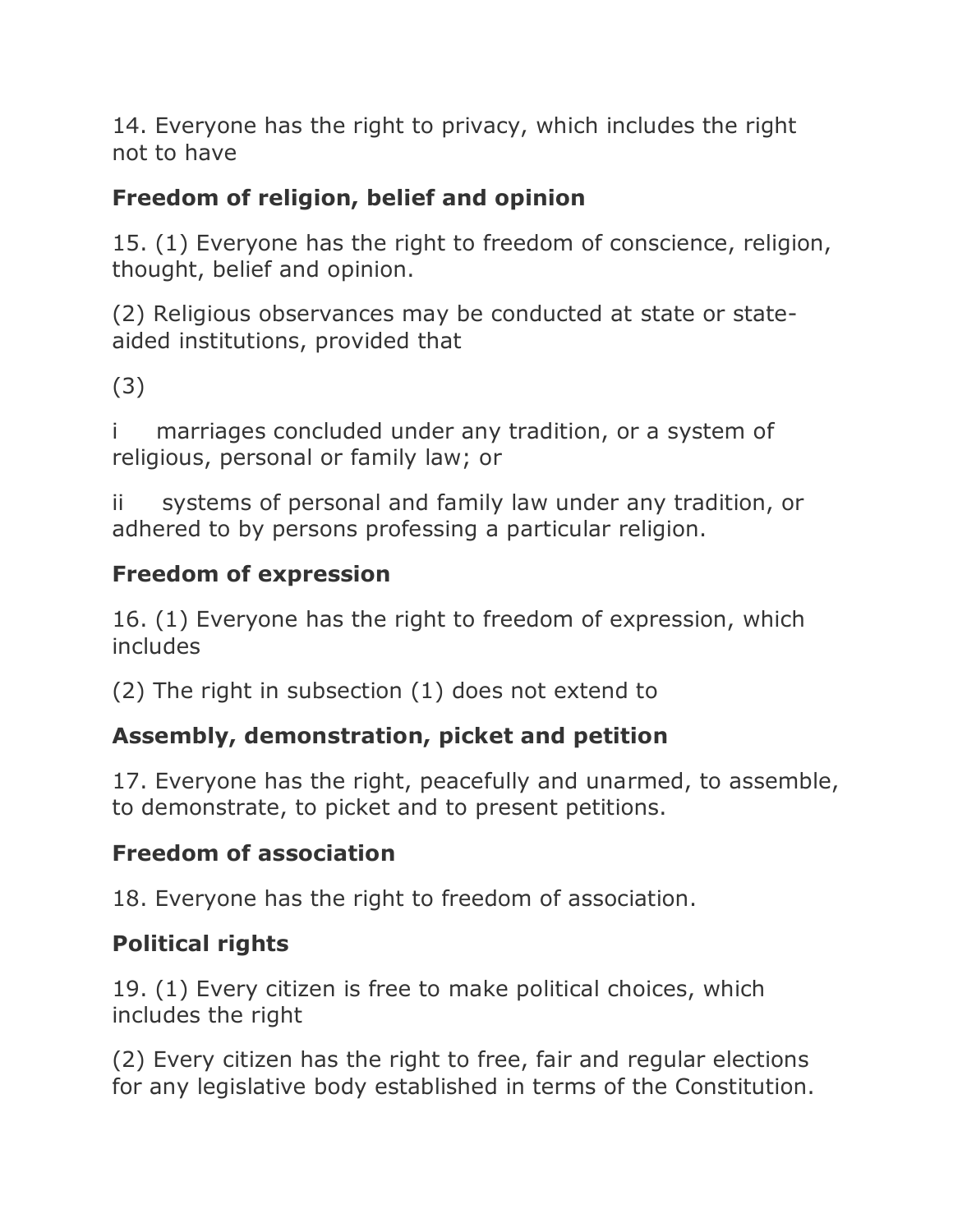14. Everyone has the right to privacy, which includes the right not to have

**Freedom of religion, belief and opinion**

15. (1) Everyone has the right to freedom of conscience, religion, thought, belief and opinion.

(2) Religious observances may be conducted at state or state-aided institutions, provided that

(3)

i marriages concluded under any tradition, or a system of religious, personal or family law; or

ii systems of personal and family law under any tradition, or adhered to by persons professing a particular religion.

**Freedom of expression**

16. (1) Everyone has the right to freedom of expression, which includes

(2) The right in subsection (1) does not extend to

**Assembly, demonstration, picket and petition**

17. Everyone has the right, peacefully and unarmed, to assemble, to demonstrate, to picket and to present petitions.

**Freedom of association**

18. Everyone has the right to freedom of association.

**Political rights**

19. (1) Every citizen is free to make political choices, which includes the right

(2) Every citizen has the right to free, fair and regular elections for any legislative body established in terms of the Constitution.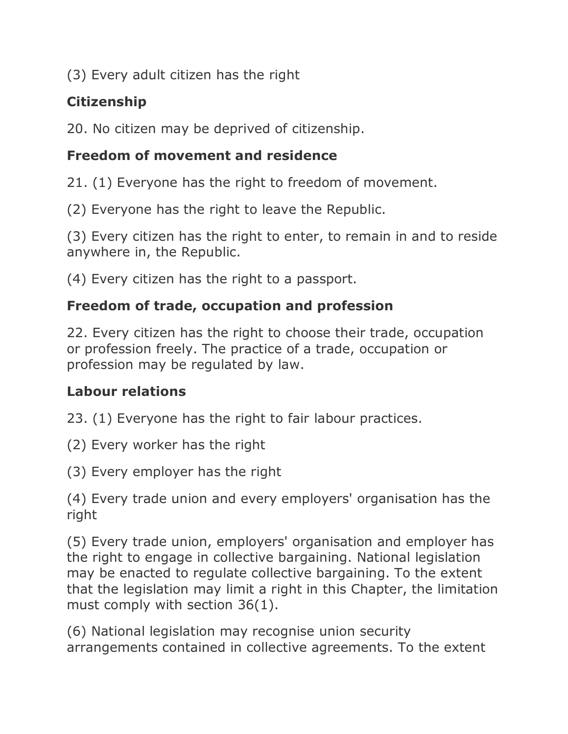(3) Every adult citizen has the right

### Citizenship

20. No citizen may be deprived of citizenship.

### Freedom of movement and residence

21. (1) Everyone has the right to freedom of movement.

(2) Everyone has the right to leave the Republic.

(3) Every citizen has the right to enter, to remain in and to reside anywhere in, the Republic.

(4) Every citizen has the right to a passport.

### Freedom of trade, occupation and profession

22. Every citizen has the right to choose their trade, occupation or profession freely. The practice of a trade, occupation or profession may be regulated by law.

### Labour relations

23. (1) Everyone has the right to fair labour practices.

(2) Every worker has the right

(3) Every employer has the right

(4) Every trade union and every employers' organisation has the right

(5) Every trade union, employers' organisation and employer has the right to engage in collective bargaining. National legislation may be enacted to regulate collective bargaining. To the extent that the legislation may limit a right in this Chapter, the limitation must comply with section 36(1).

(6) National legislation may recognise union security arrangements contained in collective agreements. To the extent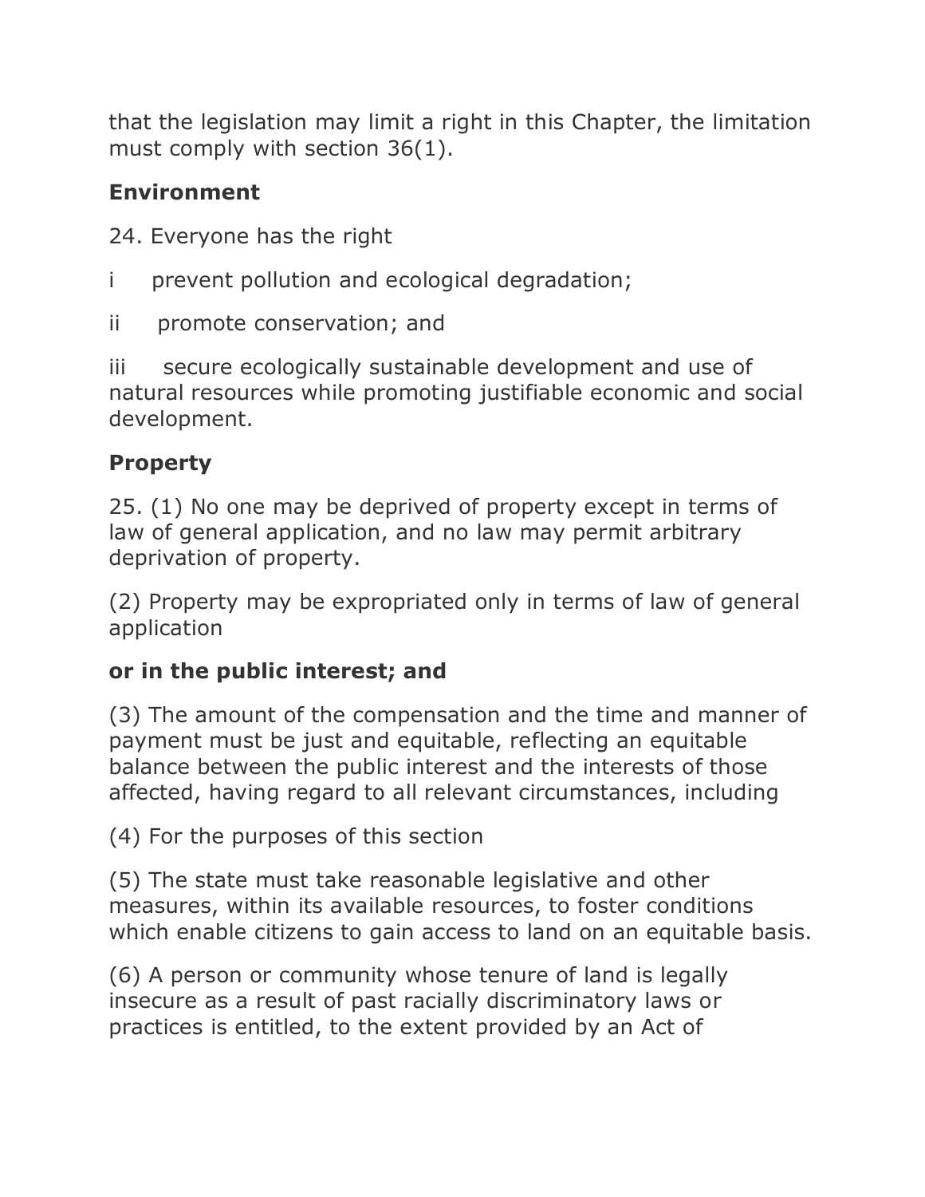that the legislation may limit a right in this Chapter, the limitation must comply with section 36(1).

## Environment

24. Everyone has the right

i prevent pollution and ecological degradation;

ii promote conservation; and

iii secure ecologically sustainable development and use of natural resources while promoting justifiable economic and social development.

## Property

25. (1) No one may be deprived of property except in terms of law of general application, and no law may permit arbitrary deprivation of property.

(2) Property may be expropriated only in terms of law of general application

**or in the public interest; and**

(3) The amount of the compensation and the time and manner of payment must be just and equitable, reflecting an equitable balance between the public interest and the interests of those affected, having regard to all relevant circumstances, including

(4) For the purposes of this section

(5) The state must take reasonable legislative and other measures, within its available resources, to foster conditions which enable citizens to gain access to land on an equitable basis.

(6) A person or community whose tenure of land is legally insecure as a result of past racially discriminatory laws or practices is entitled, to the extent provided by an Act of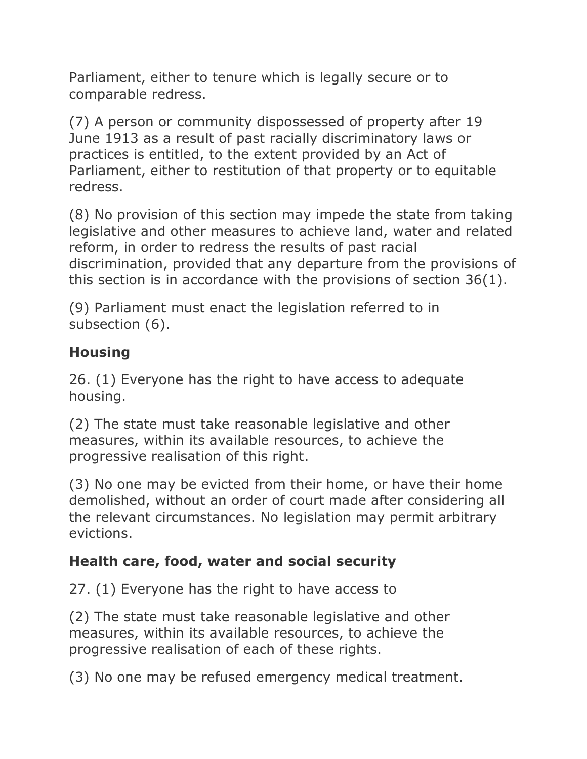Parliament, either to tenure which is legally secure or to comparable redress.

(7) A person or community dispossessed of property after 19 June 1913 as a result of past racially discriminatory laws or practices is entitled, to the extent provided by an Act of Parliament, either to restitution of that property or to equitable redress.

(8) No provision of this section may impede the state from taking legislative and other measures to achieve land, water and related reform, in order to redress the results of past racial discrimination, provided that any departure from the provisions of this section is in accordance with the provisions of section 36(1).

(9) Parliament must enact the legislation referred to in subsection (6).

**Housing**

26. (1) Everyone has the right to have access to adequate housing.

(2) The state must take reasonable legislative and other measures, within its available resources, to achieve the progressive realisation of this right.

(3) No one may be evicted from their home, or have their home demolished, without an order of court made after considering all the relevant circumstances. No legislation may permit arbitrary evictions.

**Health care, food, water and social security**

27. (1) Everyone has the right to have access to

(2) The state must take reasonable legislative and other measures, within its available resources, to achieve the progressive realisation of each of these rights.

(3) No one may be refused emergency medical treatment.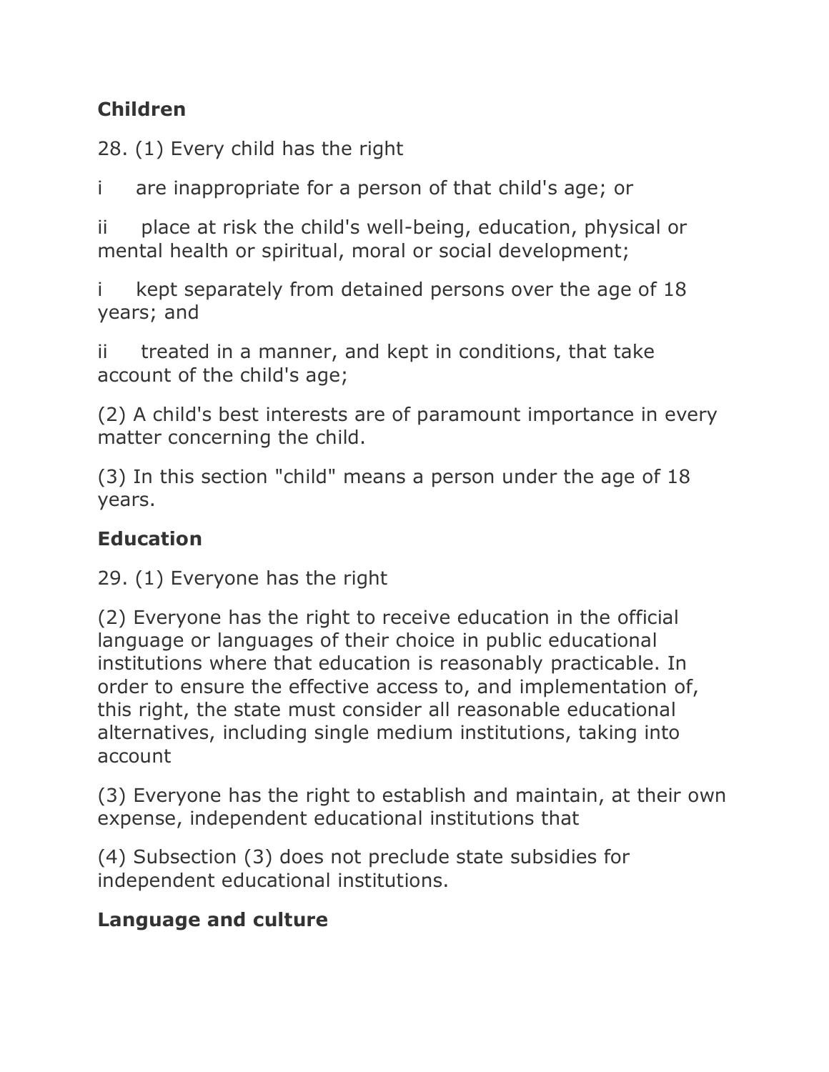**Children**

28. (1) Every child has the right

i are inappropriate for a person of that child's age; or

ii place at risk the child's well-being, education, physical or mental health or spiritual, moral or social development;

i kept separately from detained persons over the age of 18 years; and

ii treated in a manner, and kept in conditions, that take account of the child's age;

(2) A child's best interests are of paramount importance in every matter concerning the child.

(3) In this section "child" means a person under the age of 18 years.

**Education**

29. (1) Everyone has the right

(2) Everyone has the right to receive education in the official language or languages of their choice in public educational institutions where that education is reasonably practicable. In order to ensure the effective access to, and implementation of, this right, the state must consider all reasonable educational alternatives, including single medium institutions, taking into account

(3) Everyone has the right to establish and maintain, at their own expense, independent educational institutions that

(4) Subsection (3) does not preclude state subsidies for independent educational institutions.

**Language and culture**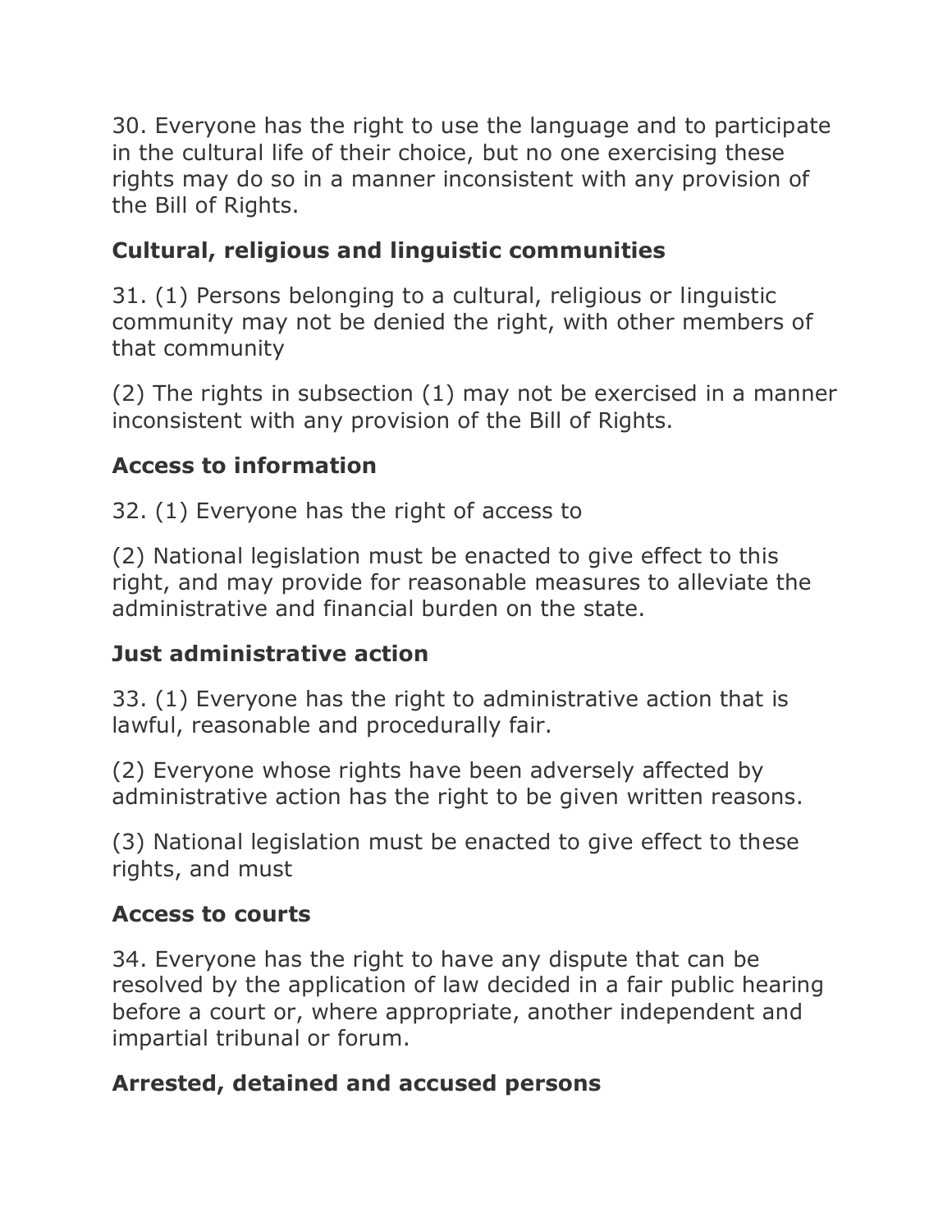30. Everyone has the right to use the language and to participate in the cultural life of their choice, but no one exercising these rights may do so in a manner inconsistent with any provision of the Bill of Rights.

## Cultural, religious and linguistic communities

31. (1) Persons belonging to a cultural, religious or linguistic community may not be denied the right, with other members of that community

(2) The rights in subsection (1) may not be exercised in a manner inconsistent with any provision of the Bill of Rights.

## Access to information

32. (1) Everyone has the right of access to

(2) National legislation must be enacted to give effect to this right, and may provide for reasonable measures to alleviate the administrative and financial burden on the state.

## Just administrative action

33. (1) Everyone has the right to administrative action that is lawful, reasonable and procedurally fair.

(2) Everyone whose rights have been adversely affected by administrative action has the right to be given written reasons.

(3) National legislation must be enacted to give effect to these rights, and must

## Access to courts

34. Everyone has the right to have any dispute that can be resolved by the application of law decided in a fair public hearing before a court or, where appropriate, another independent and impartial tribunal or forum.

## Arrested, detained and accused persons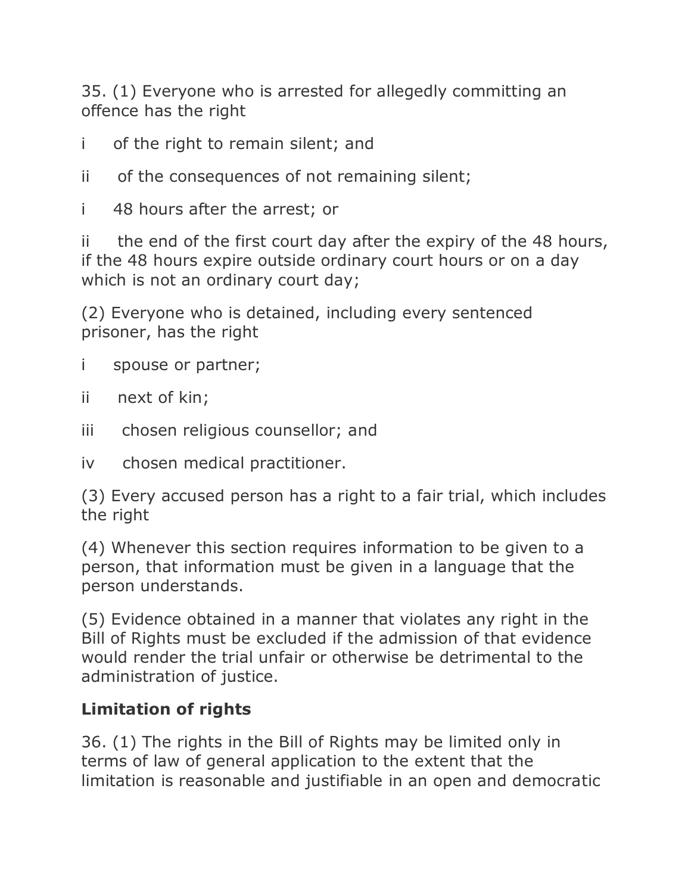35. (1) Everyone who is arrested for allegedly committing an offence has the right

i of the right to remain silent; and

ii of the consequences of not remaining silent;

i 48 hours after the arrest; or

ii the end of the first court day after the expiry of the 48 hours, if the 48 hours expire outside ordinary court hours or on a day which is not an ordinary court day;

(2) Everyone who is detained, including every sentenced prisoner, has the right

i spouse or partner;

ii next of kin;

iii chosen religious counsellor; and

iv chosen medical practitioner.

(3) Every accused person has a right to a fair trial, which includes the right

(4) Whenever this section requires information to be given to a person, that information must be given in a language that the person understands.

(5) Evidence obtained in a manner that violates any right in the Bill of Rights must be excluded if the admission of that evidence would render the trial unfair or otherwise be detrimental to the administration of justice.

**Limitation of rights**

36. (1) The rights in the Bill of Rights may be limited only in terms of law of general application to the extent that the limitation is reasonable and justifiable in an open and democratic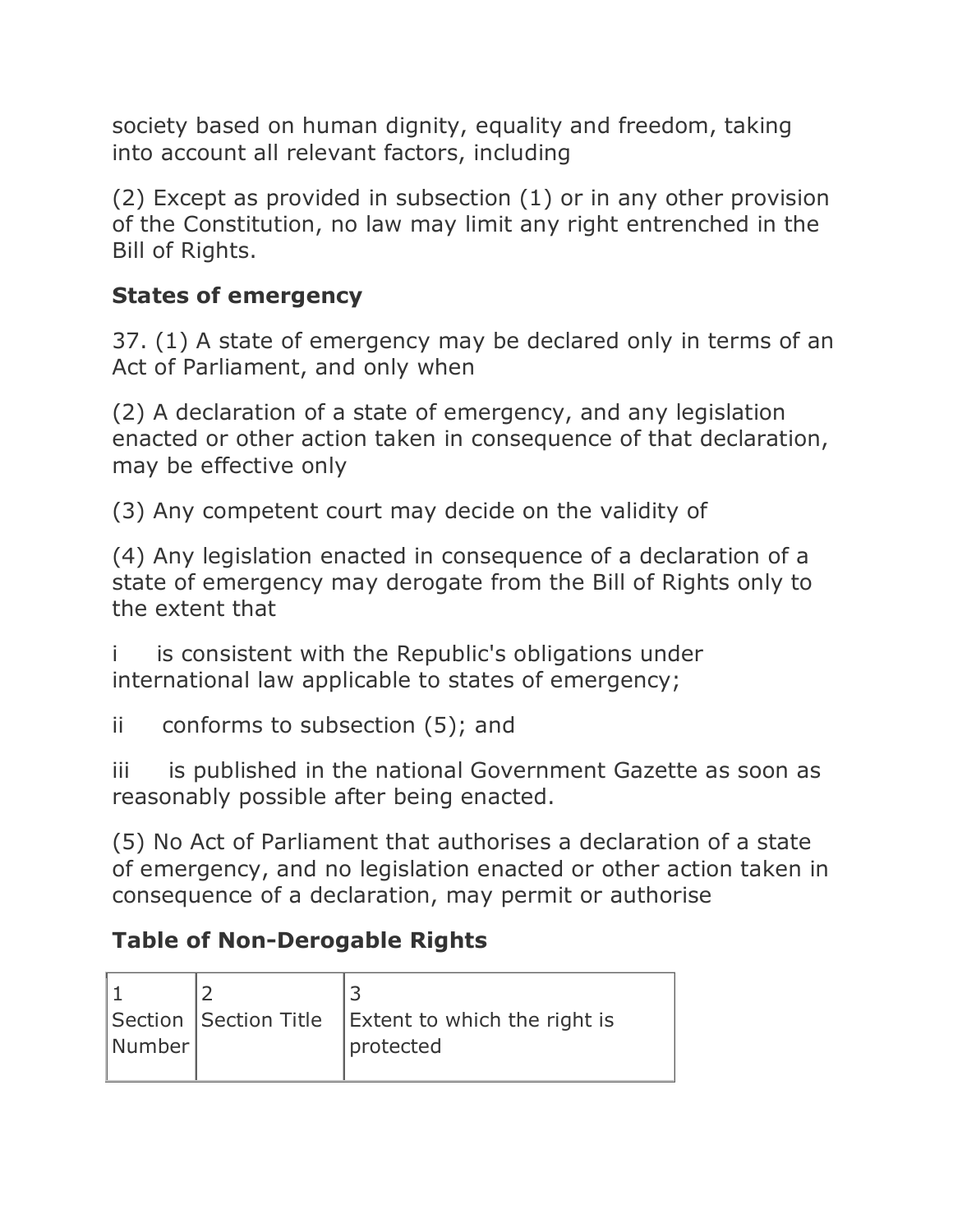society based on human dignity, equality and freedom, taking into account all relevant factors, including

(2) Except as provided in subsection (1) or in any other provision of the Constitution, no law may limit any right entrenched in the Bill of Rights.

**States of emergency**

37. (1) A state of emergency may be declared only in terms of an Act of Parliament, and only when

(2) A declaration of a state of emergency, and any legislation enacted or other action taken in consequence of that declaration, may be effective only

(3) Any competent court may decide on the validity of

(4) Any legislation enacted in consequence of a declaration of a state of emergency may derogate from the Bill of Rights only to the extent that

i is consistent with the Republic's obligations under international law applicable to states of emergency;

ii conforms to subsection (5); and

iii is published in the national Government Gazette as soon as reasonably possible after being enacted.

(5) No Act of Parliament that authorises a declaration of a state of emergency, and no legislation enacted or other action taken in consequence of a declaration, may permit or authorise

**Table of Non-Derogable Rights**

| 1<br>Section Number | 2<br>Section Title | 3<br>Extent to which the right is protected |
|---|---|---|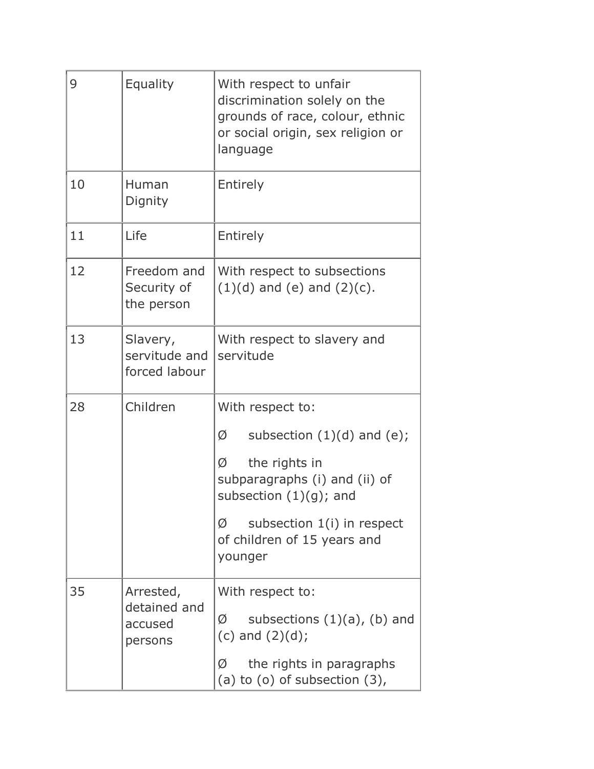| | | |
|---|---|---|
| 9 | Equality | With respect to unfair discrimination solely on the grounds of race, colour, ethnic or social origin, sex religion or language |
| 10 | Human Dignity | Entirely |
| 11 | Life | Entirely |
| 12 | Freedom and Security of the person | With respect to subsections (1)(d) and (e) and (2)(c). |
| 13 | Slavery, servitude and forced labour | With respect to slavery and servitude |
| 28 | Children | With respect to:<br>Ø subsection (1)(d) and (e);<br>Ø the rights in subparagraphs (i) and (ii) of subsection (1)(g); and<br>Ø subsection 1(i) in respect of children of 15 years and younger |
| 35 | Arrested, detained and accused persons | With respect to:<br>Ø subsections (1)(a), (b) and (c) and (2)(d);<br>Ø the rights in paragraphs (a) to (o) of subsection (3), |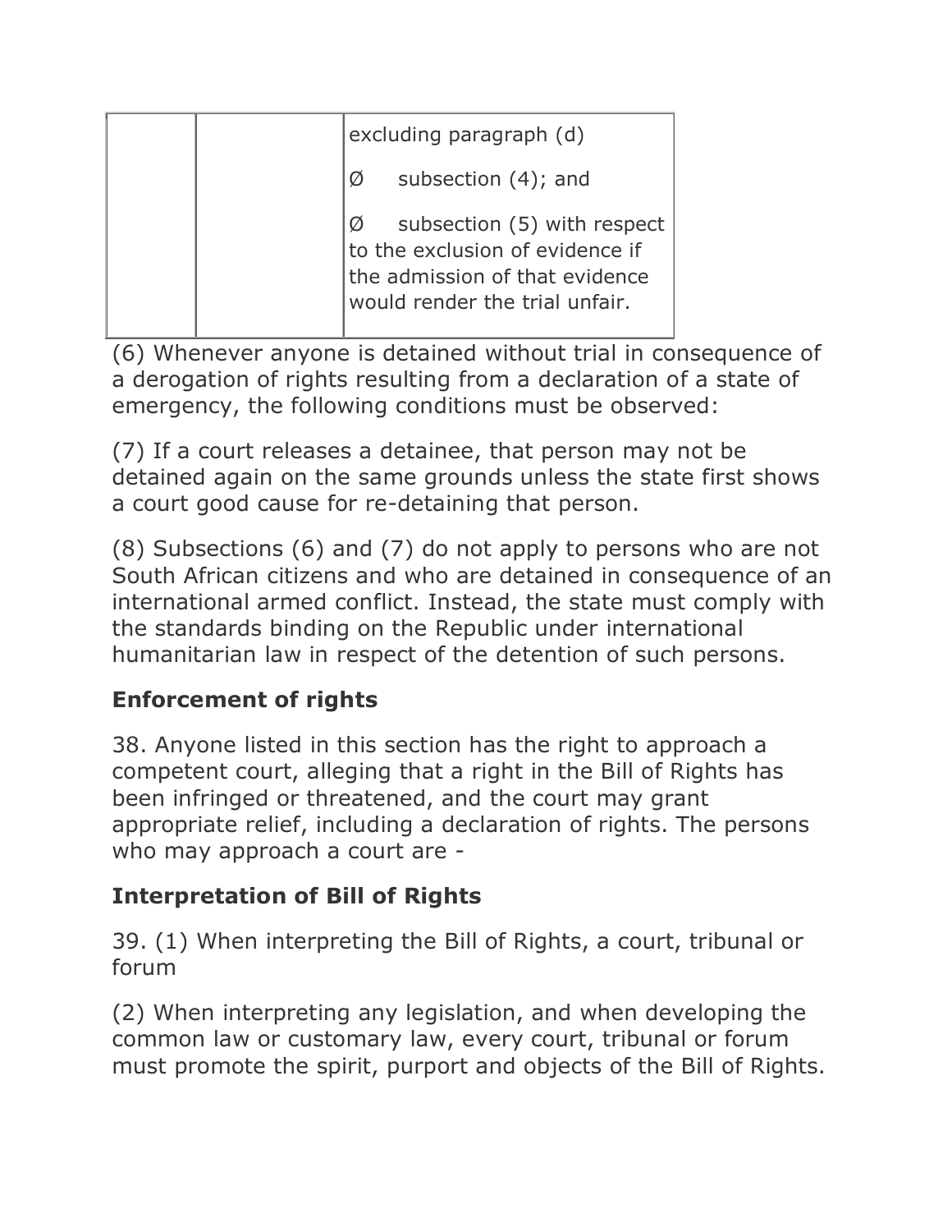| | | excluding paragraph (d)<br><br>Ø subsection (4); and<br><br>Ø subsection (5) with respect to the exclusion of evidence if the admission of that evidence would render the trial unfair. |
|---|---|---|

(6) Whenever anyone is detained without trial in consequence of a derogation of rights resulting from a declaration of a state of emergency, the following conditions must be observed:

(7) If a court releases a detainee, that person may not be detained again on the same grounds unless the state first shows a court good cause for re-detaining that person.

(8) Subsections (6) and (7) do not apply to persons who are not South African citizens and who are detained in consequence of an international armed conflict. Instead, the state must comply with the standards binding on the Republic under international humanitarian law in respect of the detention of such persons.

## Enforcement of rights

38. Anyone listed in this section has the right to approach a competent court, alleging that a right in the Bill of Rights has been infringed or threatened, and the court may grant appropriate relief, including a declaration of rights. The persons who may approach a court are -

## Interpretation of Bill of Rights

39. (1) When interpreting the Bill of Rights, a court, tribunal or forum

(2) When interpreting any legislation, and when developing the common law or customary law, every court, tribunal or forum must promote the spirit, purport and objects of the Bill of Rights.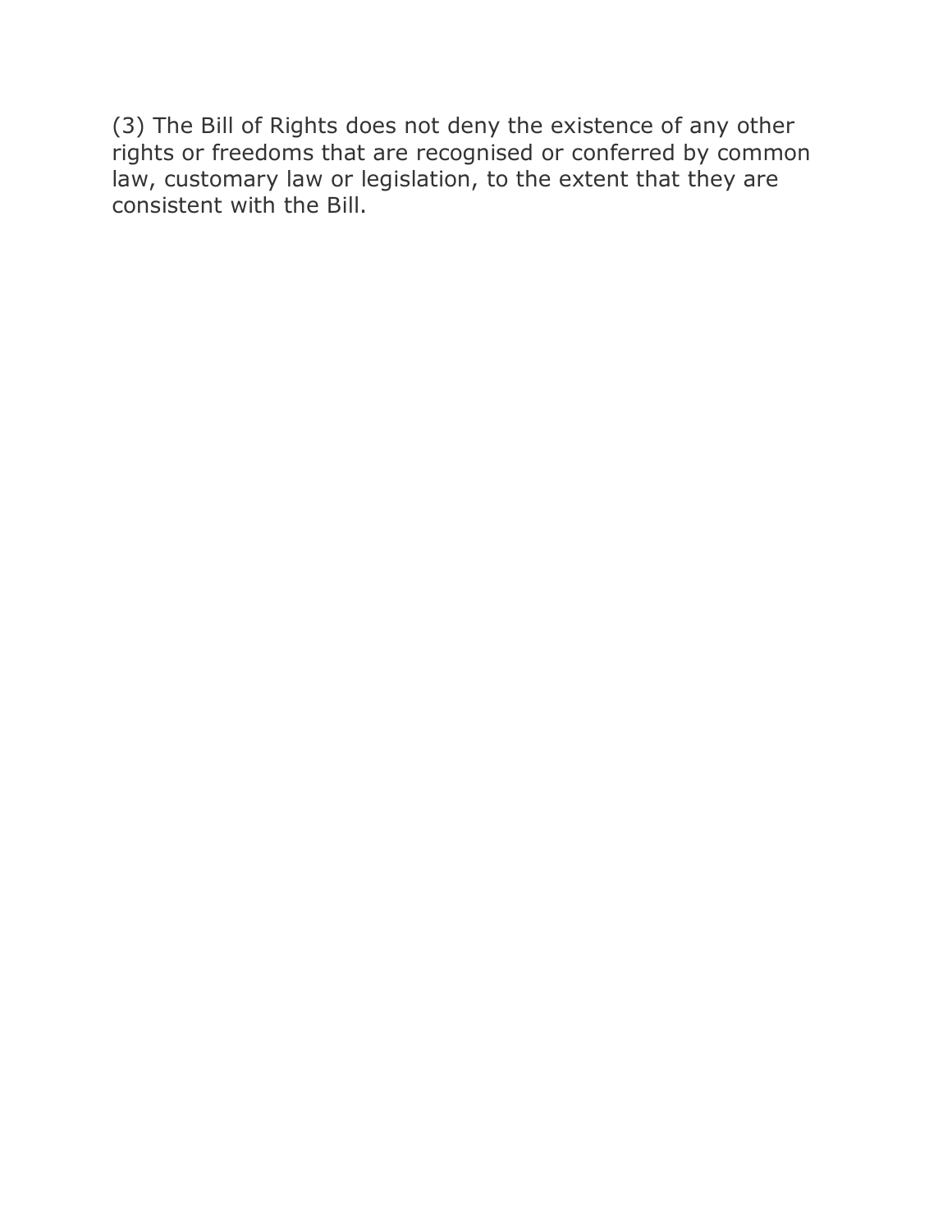(3) The Bill of Rights does not deny the existence of any other rights or freedoms that are recognised or conferred by common law, customary law or legislation, to the extent that they are consistent with the Bill.